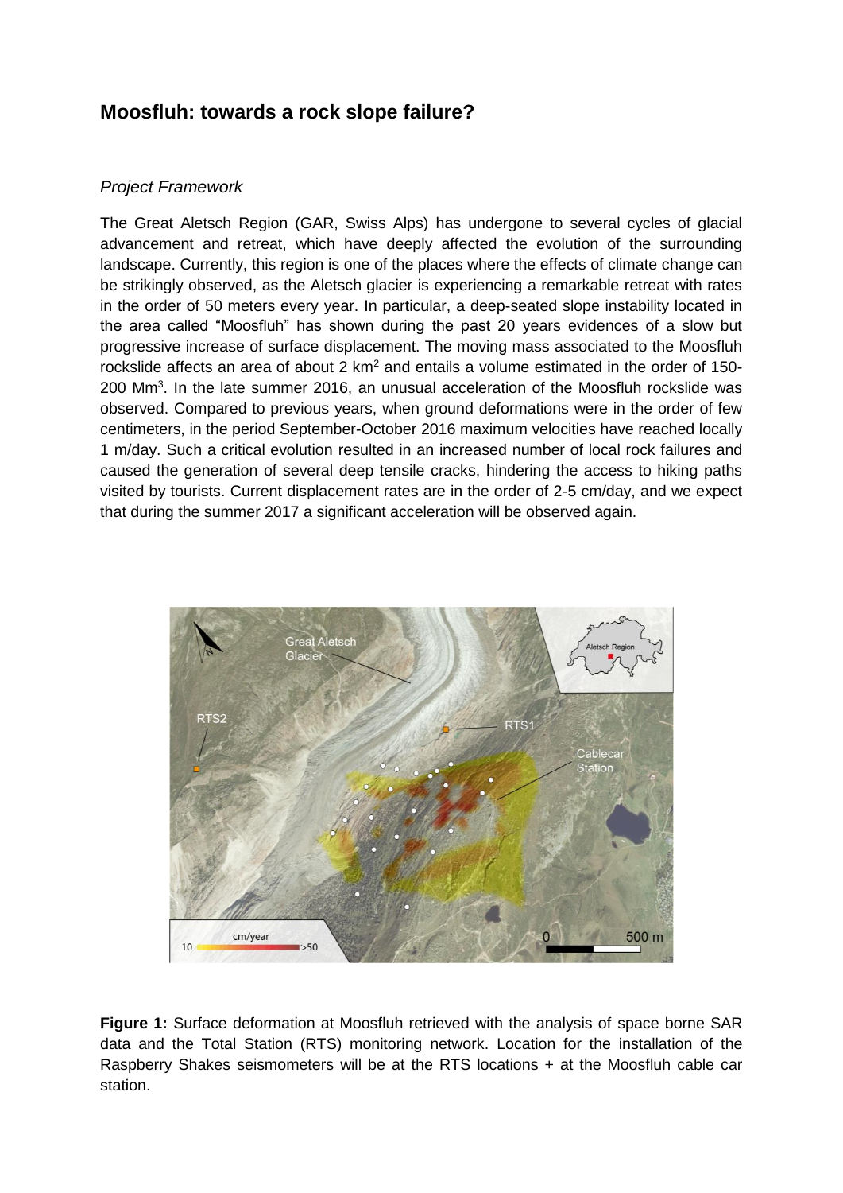# Moosfluh: towards a rock slope failure?

## *Project Framework*

The Great Aletsch Region (GAR, Swiss Alps) has undergone to several cycles of glacial advancement and retreat, which have deeply affected the evolution of the surrounding landscape. Currently, this region is one of the places where the effects of climate change can be strikingly observed, as the Aletsch glacier is experiencing a remarkable retreat with rates in the order of 50 meters every year. In particular, a deep-seated slope instability located in the area called "Moosfluh" has shown during the past 20 years evidences of a slow but progressive increase of surface displacement. The moving mass associated to the Moosfluh rockslide affects an area of about 2 $km^2$ and entails a volume estimated in the order of 150-200 $Mm^3$. In the late summer 2016, an unusual acceleration of the Moosfluh rockslide was observed. Compared to previous years, when ground deformations were in the order of few centimeters, in the period September-October 2016 maximum velocities have reached locally 1 m/day. Such a critical evolution resulted in an increased number of local rock failures and caused the generation of several deep tensile cracks, hindering the access to hiking paths visited by tourists. Current displacement rates are in the order of 2-5 cm/day, and we expect that during the summer 2017 a significant acceleration will be observed again.

**Figure 1:** Surface deformation at Moosfluh retrieved with the analysis of space borne SAR data and the Total Station (RTS) monitoring network. Location for the installation of the Raspberry Shakes seismometers will be at the RTS locations + at the Moosfluh cable car station.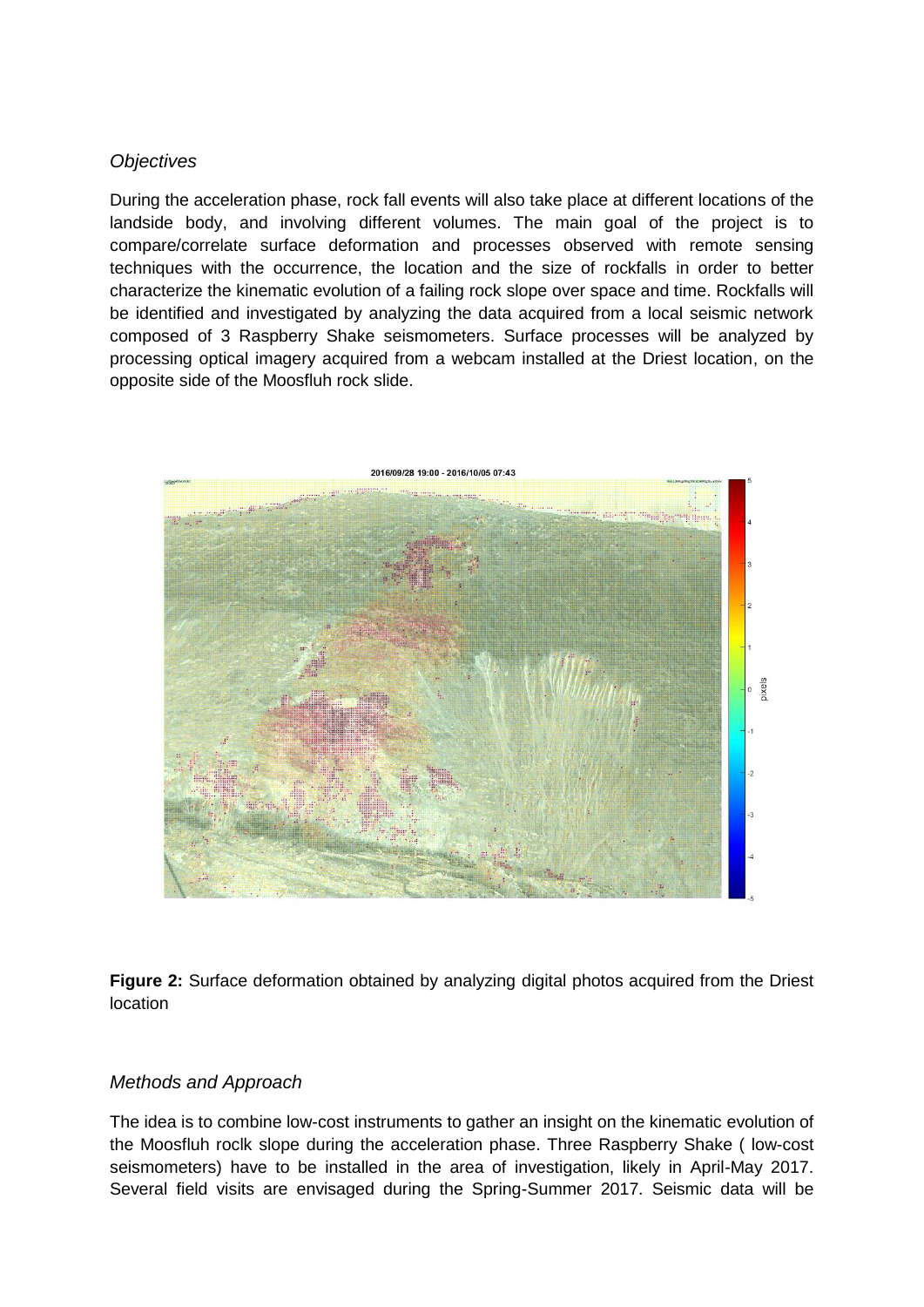*Objectives*

During the acceleration phase, rock fall events will also take place at different locations of the landside body, and involving different volumes. The main goal of the project is to compare/correlate surface deformation and processes observed with remote sensing techniques with the occurrence, the location and the size of rockfalls in order to better characterize the kinematic evolution of a failing rock slope over space and time. Rockfalls will be identified and investigated by analyzing the data acquired from a local seismic network composed of 3 Raspberry Shake seismometers. Surface processes will be analyzed by processing optical imagery acquired from a webcam installed at the Driest location, on the opposite side of the Moosfluh rock slide.

**Figure 2:** Surface deformation obtained by analyzing digital photos acquired from the Driest location

*Methods and Approach*

The idea is to combine low-cost instruments to gather an insight on the kinematic evolution of the Moosfluh roclk slope during the acceleration phase. Three Raspberry Shake ( low-cost seismometers) have to be installed in the area of investigation, likely in April-May 2017. Several field visits are envisaged during the Spring-Summer 2017. Seismic data will be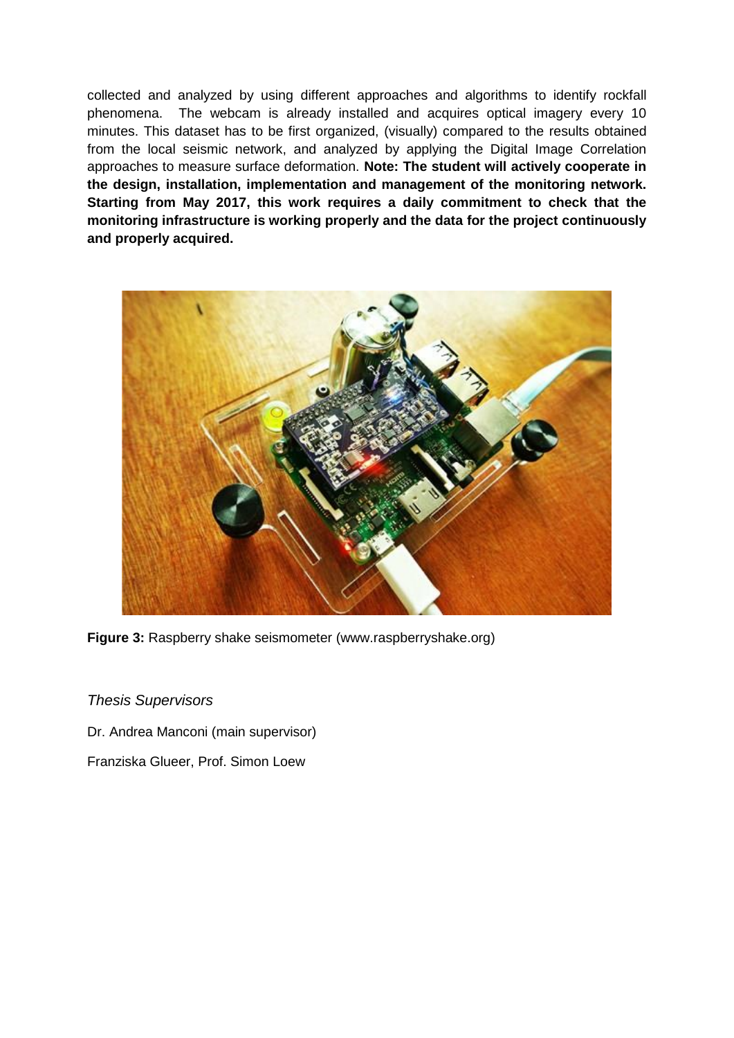collected and analyzed by using different approaches and algorithms to identify rockfall phenomena. The webcam is already installed and acquires optical imagery every 10 minutes. This dataset has to be first organized, (visually) compared to the results obtained from the local seismic network, and analyzed by applying the Digital Image Correlation approaches to measure surface deformation. **Note: The student will actively cooperate in the design, installation, implementation and management of the monitoring network. Starting from May 2017, this work requires a daily commitment to check that the monitoring infrastructure is working properly and the data for the project continuously and properly acquired.**

**Figure 3:** Raspberry shake seismometer (www.raspberryshake.org)

*Thesis Supervisors*

Dr. Andrea Manconi (main supervisor)

Franziska Glueer, Prof. Simon Loew